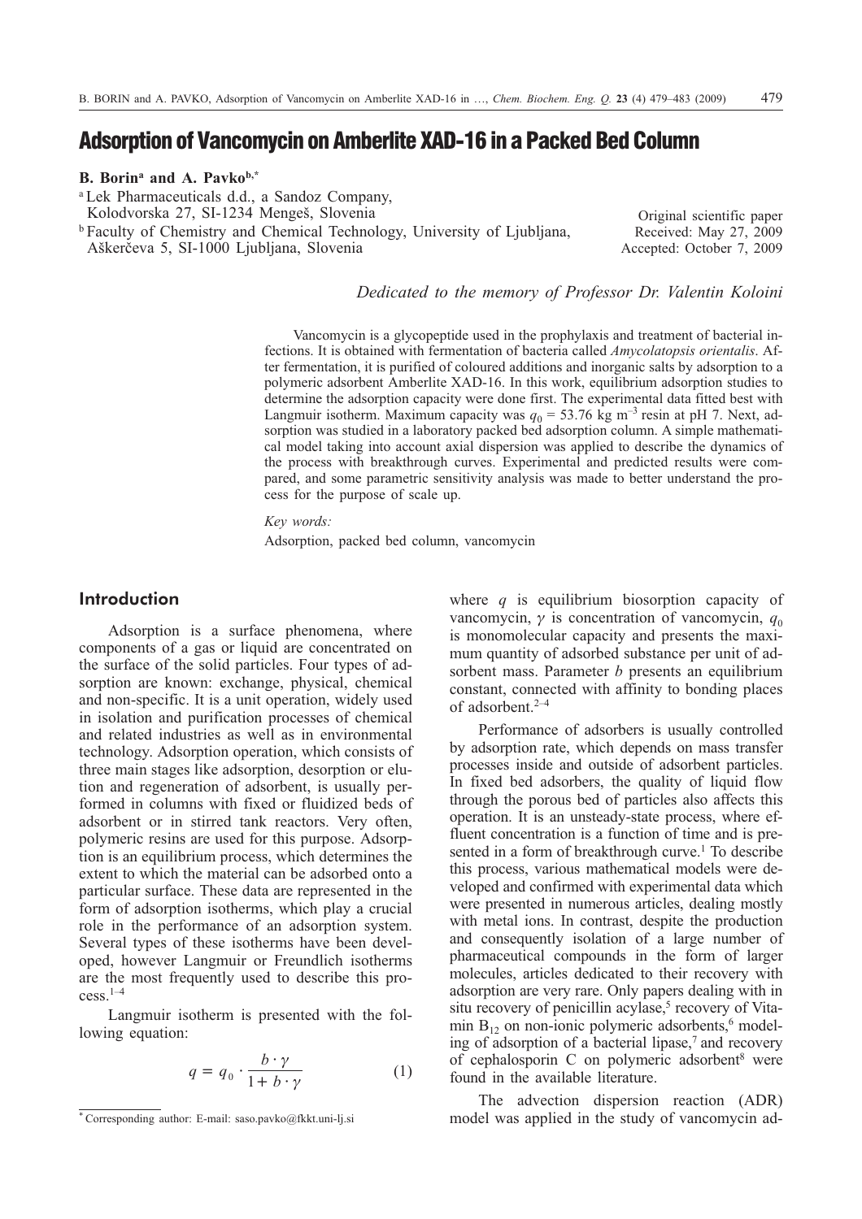# Adsorption of Vancomycin on Amberlite XAD-16 in a Packed Bed Column

**B. Borin**[a] **and A. Pavko**[b,*]

[a] Lek Pharmaceuticals d.d., a Sandoz Company, Kolodvorska 27, SI-1234 Mengeš, Slovenia

[b] Faculty of Chemistry and Chemical Technology, University of Ljubljana, Aškerčeva 5, SI-1000 Ljubljana, Slovenia

Original scientific paper
Received: May 27, 2009
Accepted: October 7, 2009

*Dedicated to the memory of Professor Dr. Valentin Koloini*

Vancomycin is a glycopeptide used in the prophylaxis and treatment of bacterial infections. It is obtained with fermentation of bacteria called *Amycolatopsis orientalis*. After fermentation, it is purified of coloured additions and inorganic salts by adsorption to a polymeric adsorbent Amberlite XAD-16. In this work, equilibrium adsorption studies to determine the adsorption capacity were done first. The experimental data fitted best with Langmuir isotherm. Maximum capacity was $q_0$ = 53.76 kg m$^{-3}$ resin at pH 7. Next, adsorption was studied in a laboratory packed bed adsorption column. A simple mathematical model taking into account axial dispersion was applied to describe the dynamics of the process with breakthrough curves. Experimental and predicted results were compared, and some parametric sensitivity analysis was made to better understand the process for the purpose of scale up.

*Key words:*

Adsorption, packed bed column, vancomycin

## Introduction

Adsorption is a surface phenomena, where components of a gas or liquid are concentrated on the surface of the solid particles. Four types of adsorption are known: exchange, physical, chemical and non-specific. It is a unit operation, widely used in isolation and purification processes of chemical and related industries as well as in environmental technology. Adsorption operation, which consists of three main stages like adsorption, desorption or elution and regeneration of adsorbent, is usually performed in columns with fixed or fluidized beds of adsorbent or in stirred tank reactors. Very often, polymeric resins are used for this purpose. Adsorption is an equilibrium process, which determines the extent to which the material can be adsorbed onto a particular surface. These data are represented in the form of adsorption isotherms, which play a crucial role in the performance of an adsorption system. Several types of these isotherms have been developed, however Langmuir or Freundlich isotherms are the most frequently used to describe this process.[1–4]

Langmuir isotherm is presented with the following equation:

$$q = q_0 \cdot \frac{b \cdot \gamma}{1 + b \cdot \gamma} \tag{1}$$

where $q$ is equilibrium biosorption capacity of vancomycin, $\gamma$ is concentration of vancomycin, $q_0$ is monomolecular capacity and presents the maximum quantity of adsorbed substance per unit of adsorbent mass. Parameter $b$ presents an equilibrium constant, connected with affinity to bonding places of adsorbent.[2–4]

Performance of adsorbers is usually controlled by adsorption rate, which depends on mass transfer processes inside and outside of adsorbent particles. In fixed bed adsorbers, the quality of liquid flow through the porous bed of particles also affects this operation. It is an unsteady-state process, where effluent concentration is a function of time and is presented in a form of breakthrough curve.[1] To describe this process, various mathematical models were developed and confirmed with experimental data which were presented in numerous articles, dealing mostly with metal ions. In contrast, despite the production and consequently isolation of a large number of pharmaceutical compounds in the form of larger molecules, articles dedicated to their recovery with adsorption are very rare. Only papers dealing with in situ recovery of penicillin acylase,[5] recovery of Vitamin $B_{12}$ on non-ionic polymeric adsorbents,[6] modeling of adsorption of a bacterial lipase,[7] and recovery of cephalosporin C on polymeric adsorbent[8] were found in the available literature.

The advection dispersion reaction (ADR) model was applied in the study of vancomycin ad-

\* Corresponding author: E-mail: saso.pavko@fkkt.uni-lj.si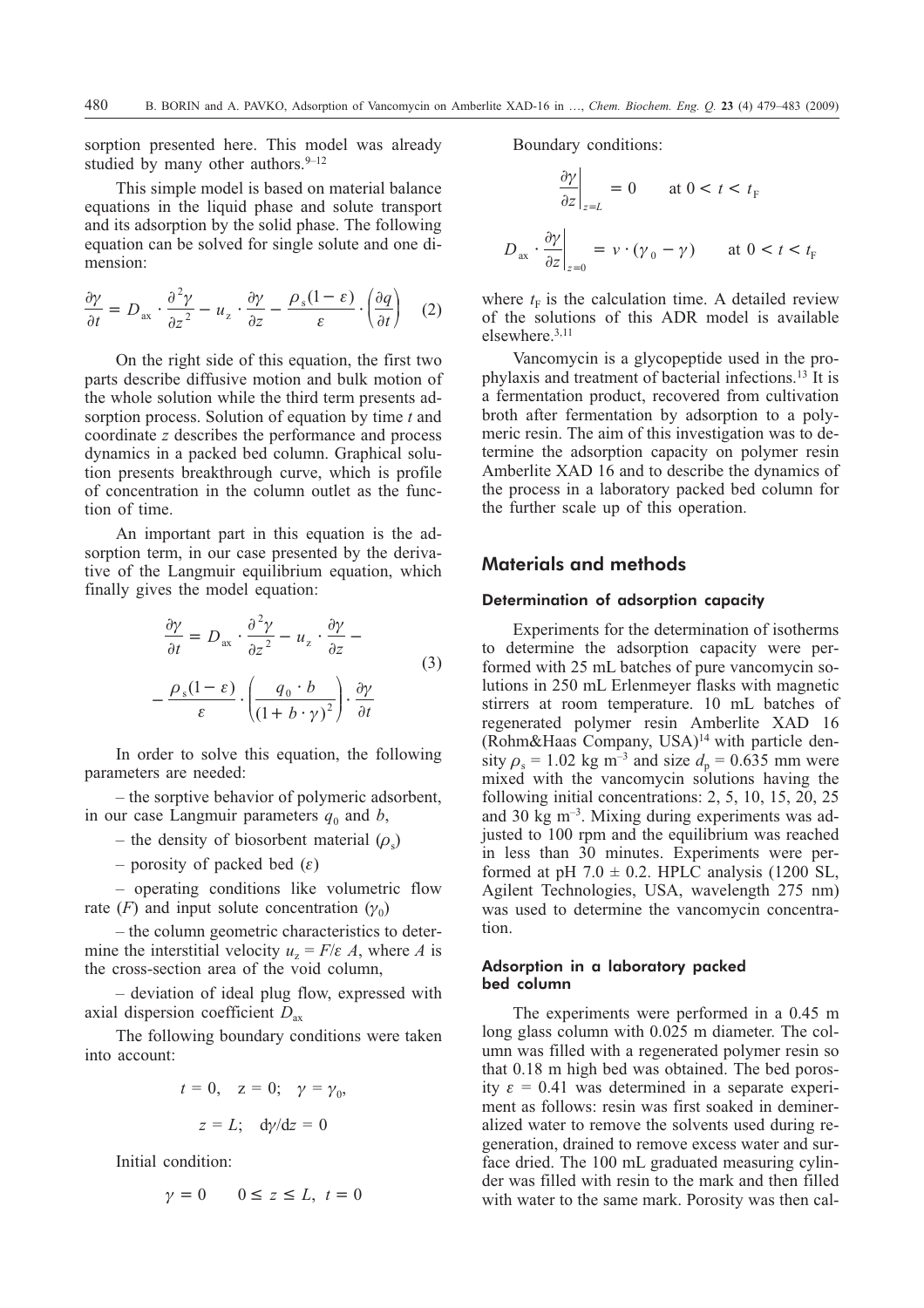sorption presented here. This model was already studied by many other authors.[9–12]

This simple model is based on material balance equations in the liquid phase and solute transport and its adsorption by the solid phase. The following equation can be solved for single solute and one dimension:

$$\frac{\partial \gamma}{\partial t} = D_{ax} \cdot \frac{\partial^2 \gamma}{\partial z^2} - u_z \cdot \frac{\partial \gamma}{\partial z} - \frac{\rho_s (1-\varepsilon)}{\varepsilon} \cdot \left(\frac{\partial q}{\partial t}\right) \quad (2)$$

On the right side of this equation, the first two parts describe diffusive motion and bulk motion of the whole solution while the third term presents adsorption process. Solution of equation by time $t$ and coordinate $z$ describes the performance and process dynamics in a packed bed column. Graphical solution presents breakthrough curve, which is profile of concentration in the column outlet as the function of time.

An important part in this equation is the adsorption term, in our case presented by the derivative of the Langmuir equilibrium equation, which finally gives the model equation:

$$\frac{\partial \gamma}{\partial t} = D_{ax} \cdot \frac{\partial^2 \gamma}{\partial z^2} - u_z \cdot \frac{\partial \gamma}{\partial z} - \frac{\rho_s (1-\varepsilon)}{\varepsilon} \cdot \left(\frac{q_0 \cdot b}{(1 + b \cdot \gamma)^2}\right) \cdot \frac{\partial \gamma}{\partial t} \quad (3)$$

In order to solve this equation, the following parameters are needed:

– the sorptive behavior of polymeric adsorbent, in our case Langmuir parameters $q_0$ and $b$,

– the density of biosorbent material ($\rho_s$)

– porosity of packed bed ($\varepsilon$)

– operating conditions like volumetric flow rate ($F$) and input solute concentration ($\gamma_0$)

– the column geometric characteristics to determine the interstitial velocity $u_z = F/\varepsilon\, A$, where $A$ is the cross-section area of the void column,

– deviation of ideal plug flow, expressed with axial dispersion coefficient $D_{ax}$

The following boundary conditions were taken into account:

$$t = 0, \quad z = 0; \quad \gamma = \gamma_0,$$

$$z = L; \quad \mathrm{d}\gamma/\mathrm{d}z = 0$$

Initial condition:

$$\gamma = 0 \qquad 0 \leq z \leq L, \; t = 0$$

Boundary conditions:

$$\left.\frac{\partial \gamma}{\partial z}\right|_{z=L} = 0 \qquad \text{at } 0 < t < t_F$$

$$D_{ax} \cdot \left.\frac{\partial \gamma}{\partial z}\right|_{z=0} = v \cdot (\gamma_0 - \gamma) \qquad \text{at } 0 < t < t_F$$

where $t_F$ is the calculation time. A detailed review of the solutions of this ADR model is available elsewhere.[3,11]

Vancomycin is a glycopeptide used in the prophylaxis and treatment of bacterial infections.[13] It is a fermentation product, recovered from cultivation broth after fermentation by adsorption to a polymeric resin. The aim of this investigation was to determine the adsorption capacity on polymer resin Amberlite XAD 16 and to describe the dynamics of the process in a laboratory packed bed column for the further scale up of this operation.

## Materials and methods

### Determination of adsorption capacity

Experiments for the determination of isotherms to determine the adsorption capacity were performed with 25 mL batches of pure vancomycin solutions in 250 mL Erlenmeyer flasks with magnetic stirrers at room temperature. 10 mL batches of regenerated polymer resin Amberlite XAD 16 (Rohm&Haas Company, USA)[14] with particle density $\rho_s = 1.02$ kg m$^{-3}$ and size $d_p = 0.635$ mm were mixed with the vancomycin solutions having the following initial concentrations: 2, 5, 10, 15, 20, 25 and 30 kg m$^{-3}$. Mixing during experiments was adjusted to 100 rpm and the equilibrium was reached in less than 30 minutes. Experiments were performed at pH 7.0 ± 0.2. HPLC analysis (1200 SL, Agilent Technologies, USA, wavelength 275 nm) was used to determine the vancomycin concentration.

### Adsorption in a laboratory packed bed column

The experiments were performed in a 0.45 m long glass column with 0.025 m diameter. The column was filled with a regenerated polymer resin so that 0.18 m high bed was obtained. The bed porosity $\varepsilon = 0.41$ was determined in a separate experiment as follows: resin was first soaked in demineralized water to remove the solvents used during regeneration, drained to remove excess water and surface dried. The 100 mL graduated measuring cylinder was filled with resin to the mark and then filled with water to the same mark. Porosity was then cal-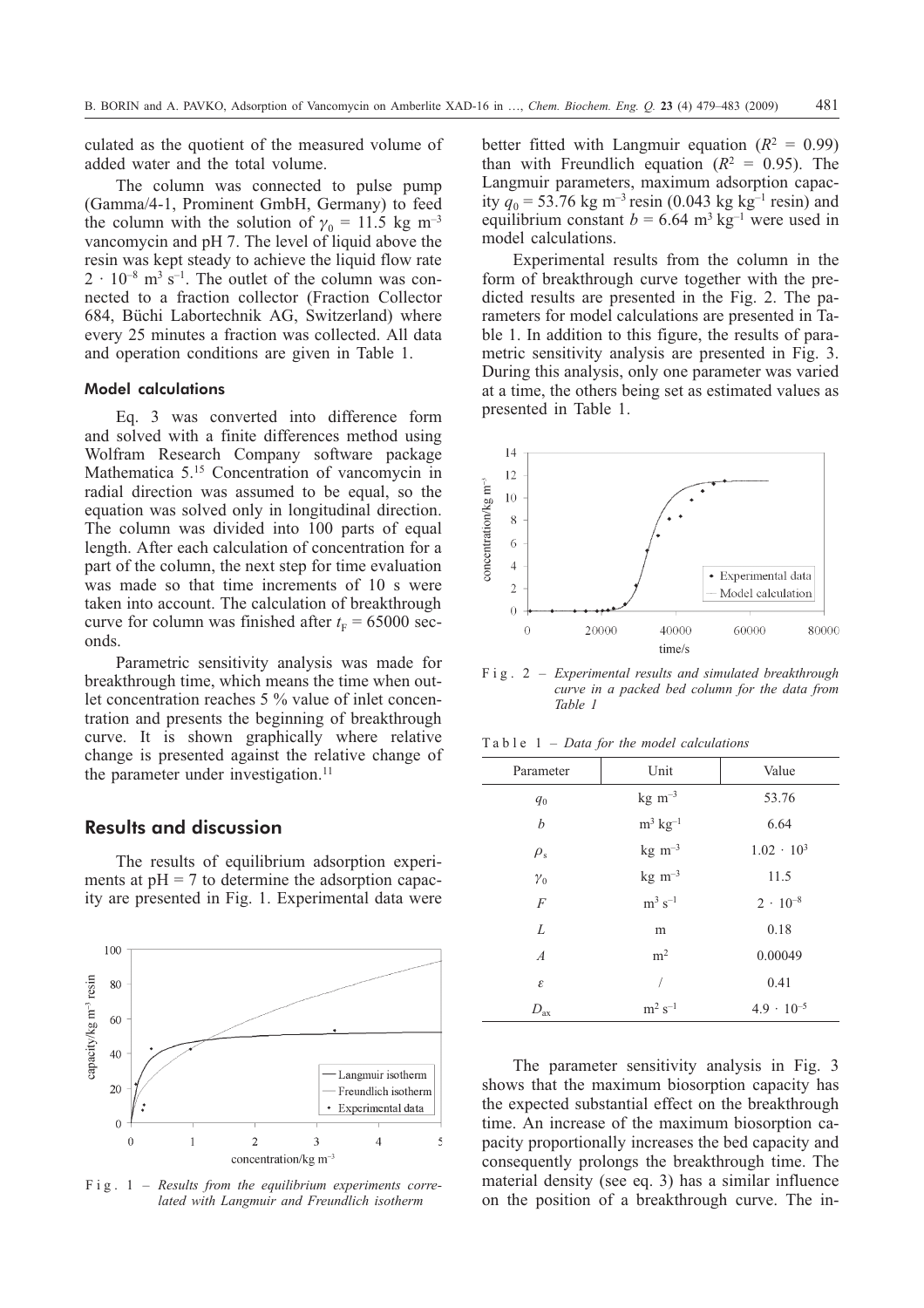culated as the quotient of the measured volume of added water and the total volume.

The column was connected to pulse pump (Gamma/4-1, Prominent GmbH, Germany) to feed the column with the solution of $\gamma_0$ = 11.5 kg m$^{-3}$ vancomycin and pH 7. The level of liquid above the resin was kept steady to achieve the liquid flow rate $2 \cdot 10^{-8}$ m$^3$ s$^{-1}$. The outlet of the column was connected to a fraction collector (Fraction Collector 684, Büchi Labortechnik AG, Switzerland) where every 25 minutes a fraction was collected. All data and operation conditions are given in Table 1.

### Model calculations

Eq. 3 was converted into difference form and solved with a finite differences method using Wolfram Research Company software package Mathematica 5.[15] Concentration of vancomycin in radial direction was assumed to be equal, so the equation was solved only in longitudinal direction. The column was divided into 100 parts of equal length. After each calculation of concentration for a part of the column, the next step for time evaluation was made so that time increments of 10 s were taken into account. The calculation of breakthrough curve for column was finished after $t_F$ = 65000 seconds.

Parametric sensitivity analysis was made for breakthrough time, which means the time when outlet concentration reaches 5 % value of inlet concentration and presents the beginning of breakthrough curve. It is shown graphically where relative change is presented against the relative change of the parameter under investigation.[11]

## Results and discussion

The results of equilibrium adsorption experiments at pH = 7 to determine the adsorption capacity are presented in Fig. 1. Experimental data were better fitted with Langmuir equation ($R^2$ = 0.99) than with Freundlich equation ($R^2$ = 0.95). The Langmuir parameters, maximum adsorption capacity $q_0$ = 53.76 kg m$^{-3}$ resin (0.043 kg kg$^{-1}$ resin) and equilibrium constant $b$ = 6.64 m$^3$ kg$^{-1}$ were used in model calculations.

Fig. 1 – *Results from the equilibrium experiments correlated with Langmuir and Freundlich isotherm*

Experimental results from the column in the form of breakthrough curve together with the predicted results are presented in the Fig. 2. The parameters for model calculations are presented in Table 1. In addition to this figure, the results of parametric sensitivity analysis are presented in Fig. 3. During this analysis, only one parameter was varied at a time, the others being set as estimated values as presented in Table 1.

Fig. 2 – *Experimental results and simulated breakthrough curve in a packed bed column for the data from Table 1*

Table 1 – *Data for the model calculations*

| Parameter | Unit | Value |
|---|---|---|
| $q_0$ | kg m$^{-3}$ | 53.76 |
| $b$ | m$^3$ kg$^{-1}$ | 6.64 |
| $\rho_s$ | kg m$^{-3}$ | $1.02 \cdot 10^3$ |
| $\gamma_0$ | kg m$^{-3}$ | 11.5 |
| $F$ | m$^3$ s$^{-1}$ | $2 \cdot 10^{-8}$ |
| $L$ | m | 0.18 |
| $A$ | m$^2$ | 0.00049 |
| $\varepsilon$ | / | 0.41 |
| $D_{ax}$ | m$^2$ s$^{-1}$ | $4.9 \cdot 10^{-5}$ |

The parameter sensitivity analysis in Fig. 3 shows that the maximum biosorption capacity has the expected substantial effect on the breakthrough time. An increase of the maximum biosorption capacity proportionally increases the bed capacity and consequently prolongs the breakthrough time. The material density (see eq. 3) has a similar influence on the position of a breakthrough curve. The in-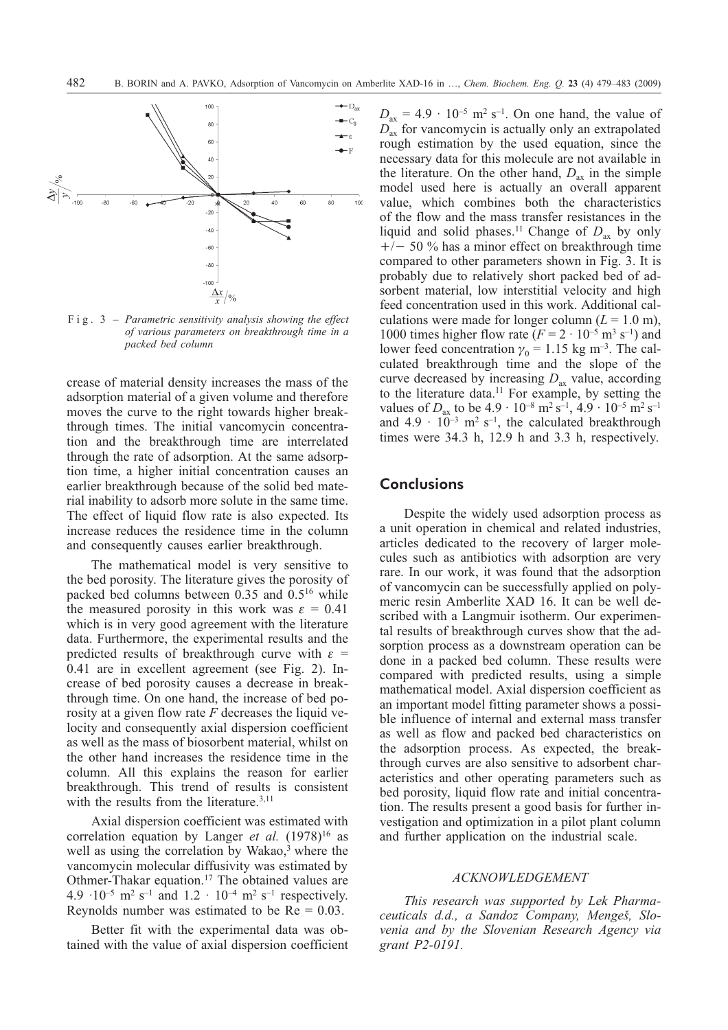Fig. 3 – *Parametric sensitivity analysis showing the effect of various parameters on breakthrough time in a packed bed column*

crease of material density increases the mass of the adsorption material of a given volume and therefore moves the curve to the right towards higher breakthrough times. The initial vancomycin concentration and the breakthrough time are interrelated through the rate of adsorption. At the same adsorption time, a higher initial concentration causes an earlier breakthrough because of the solid bed material inability to adsorb more solute in the same time. The effect of liquid flow rate is also expected. Its increase reduces the residence time in the column and consequently causes earlier breakthrough.

The mathematical model is very sensitive to the bed porosity. The literature gives the porosity of packed bed columns between 0.35 and 0.5[16] while the measured porosity in this work was $\varepsilon$ = 0.41 which is in very good agreement with the literature data. Furthermore, the experimental results and the predicted results of breakthrough curve with $\varepsilon$ = 0.41 are in excellent agreement (see Fig. 2). Increase of bed porosity causes a decrease in breakthrough time. On one hand, the increase of bed porosity at a given flow rate $F$ decreases the liquid velocity and consequently axial dispersion coefficient as well as the mass of biosorbent material, whilst on the other hand increases the residence time in the column. All this explains the reason for earlier breakthrough. This trend of results is consistent with the results from the literature.[3,11]

Axial dispersion coefficient was estimated with correlation equation by Langer *et al.* (1978)[16] as well as using the correlation by Wakao,[3] where the vancomycin molecular diffusivity was estimated by Othmer-Thakar equation.[17] The obtained values are $4.9 \cdot 10^{-5}$ m$^2$ s$^{-1}$ and $1.2 \cdot 10^{-4}$ m$^2$ s$^{-1}$ respectively. Reynolds number was estimated to be Re = 0.03.

Better fit with the experimental data was obtained with the value of axial dispersion coefficient $D_{ax} = 4.9 \cdot 10^{-5}$ m$^2$ s$^{-1}$. On one hand, the value of $D_{ax}$ for vancomycin is actually only an extrapolated rough estimation by the used equation, since the necessary data for this molecule are not available in the literature. On the other hand, $D_{ax}$ in the simple model used here is actually an overall apparent value, which combines both the characteristics of the flow and the mass transfer resistances in the liquid and solid phases.[11] Change of $D_{ax}$ by only +/− 50 % has a minor effect on breakthrough time compared to other parameters shown in Fig. 3. It is probably due to relatively short packed bed of adsorbent material, low interstitial velocity and high feed concentration used in this work. Additional calculations were made for longer column ($L$ = 1.0 m), 1000 times higher flow rate ($F = 2 \cdot 10^{-5}$ m$^3$ s$^{-1}$) and lower feed concentration $\gamma_0$ = 1.15 kg m$^{-3}$. The calculated breakthrough time and the slope of the curve decreased by increasing $D_{ax}$ value, according to the literature data.[11] For example, by setting the values of $D_{ax}$ to be $4.9 \cdot 10^{-8}$ m$^2$ s$^{-1}$, $4.9 \cdot 10^{-5}$ m$^2$ s$^{-1}$ and $4.9 \cdot 10^{-3}$ m$^2$ s$^{-1}$, the calculated breakthrough times were 34.3 h, 12.9 h and 3.3 h, respectively.

## Conclusions

Despite the widely used adsorption process as a unit operation in chemical and related industries, articles dedicated to the recovery of larger molecules such as antibiotics with adsorption are very rare. In our work, it was found that the adsorption of vancomycin can be successfully applied on polymeric resin Amberlite XAD 16. It can be well described with a Langmuir isotherm. Our experimental results of breakthrough curves show that the adsorption process as a downstream operation can be done in a packed bed column. These results were compared with predicted results, using a simple mathematical model. Axial dispersion coefficient as an important model fitting parameter shows a possible influence of internal and external mass transfer as well as flow and packed bed characteristics on the adsorption process. As expected, the breakthrough curves are also sensitive to adsorbent characteristics and other operating parameters such as bed porosity, liquid flow rate and initial concentration. The results present a good basis for further investigation and optimization in a pilot plant column and further application on the industrial scale.

### ACKNOWLEDGEMENT

*This research was supported by Lek Pharmaceuticals d.d., a Sandoz Company, Mengeš, Slovenia and by the Slovenian Research Agency via grant P2-0191.*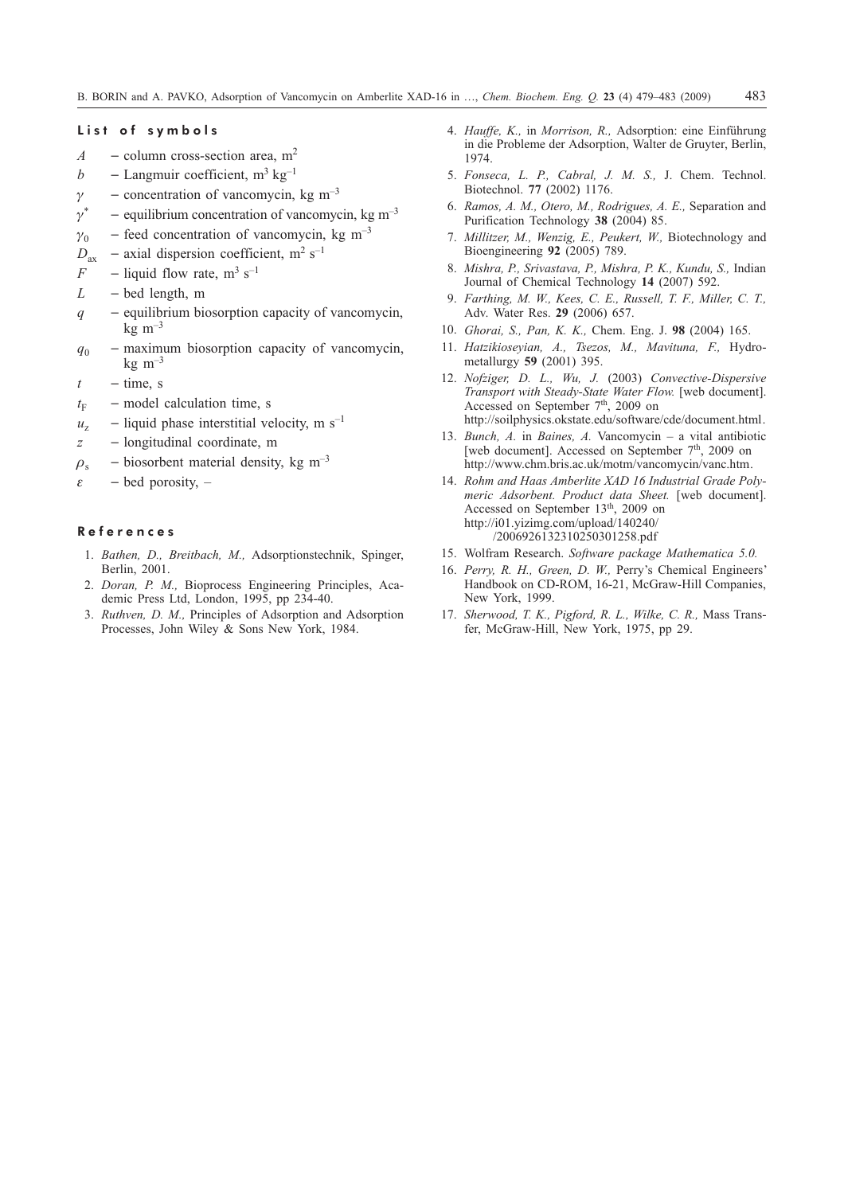## List of symbols

- $A$ – column cross-section area, $m^2$
- $b$ – Langmuir coefficient, $m^3\ kg^{-1}$
- $\gamma$ – concentration of vancomycin, $kg\ m^{-3}$
- $\gamma^*$ – equilibrium concentration of vancomycin, $kg\ m^{-3}$
- $\gamma_0$ – feed concentration of vancomycin, $kg\ m^{-3}$
- $D_{ax}$ – axial dispersion coefficient, $m^2\ s^{-1}$
- $F$ – liquid flow rate, $m^3\ s^{-1}$
- $L$ – bed length, m
- $q$ – equilibrium biosorption capacity of vancomycin, $kg\ m^{-3}$
- $q_0$ – maximum biosorption capacity of vancomycin, $kg\ m^{-3}$
- $t$ – time, s
- $t_F$ – model calculation time, s
- $u_z$ – liquid phase interstitial velocity, $m\ s^{-1}$
- $z$ – longitudinal coordinate, m
- $\rho_s$ – biosorbent material density, $kg\ m^{-3}$
- $\varepsilon$ – bed porosity, –

## References

1. *Bathen, D., Breitbach, M.,* Adsorptionstechnik, Spinger, Berlin, 2001.
2. *Doran, P. M.,* Bioprocess Engineering Principles, Academic Press Ltd, London, 1995, pp 234-40.
3. *Ruthven, D. M.,* Principles of Adsorption and Adsorption Processes, John Wiley & Sons New York, 1984.
4. *Hauffe, K.,* in *Morrison, R.,* Adsorption: eine Einführung in die Probleme der Adsorption, Walter de Gruyter, Berlin, 1974.
5. *Fonseca, L. P., Cabral, J. M. S.,* J. Chem. Technol. Biotechnol. **77** (2002) 1176.
6. *Ramos, A. M., Otero, M., Rodrigues, A. E.,* Separation and Purification Technology **38** (2004) 85.
7. *Millitzer, M., Wenzig, E., Peukert, W.,* Biotechnology and Bioengineering **92** (2005) 789.
8. *Mishra, P., Srivastava, P., Mishra, P. K., Kundu, S.,* Indian Journal of Chemical Technology **14** (2007) 592.
9. *Farthing, M. W., Kees, C. E., Russell, T. F., Miller, C. T.,* Adv. Water Res. **29** (2006) 657.
10. *Ghorai, S., Pan, K. K.,* Chem. Eng. J. **98** (2004) 165.
11. *Hatzikioseyian, A., Tsezos, M., Mavituna, F.,* Hydrometallurgy **59** (2001) 395.
12. *Nofziger, D. L., Wu, J.* (2003) *Convective-Dispersive Transport with Steady-State Water Flow.* [web document]. Accessed on September 7th, 2009 on http://soilphysics.okstate.edu/software/cde/document.html.
13. *Bunch, A.* in *Baines, A.* Vancomycin – a vital antibiotic [web document]. Accessed on September 7th, 2009 on http://www.chm.bris.ac.uk/motm/vancomycin/vanc.htm.
14. *Rohm and Haas Amberlite XAD 16 Industrial Grade Polymeric Adsorbent. Product data Sheet.* [web document]. Accessed on September 13th, 2009 on http://i01.yizimg.com/upload/140240/ /200692613231025030​1258.pdf
15. Wolfram Research. *Software package Mathematica 5.0.*
16. *Perry, R. H., Green, D. W.,* Perry's Chemical Engineers' Handbook on CD-ROM, 16-21, McGraw-Hill Companies, New York, 1999.
17. *Sherwood, T. K., Pigford, R. L., Wilke, C. R.,* Mass Transfer, McGraw-Hill, New York, 1975, pp 29.